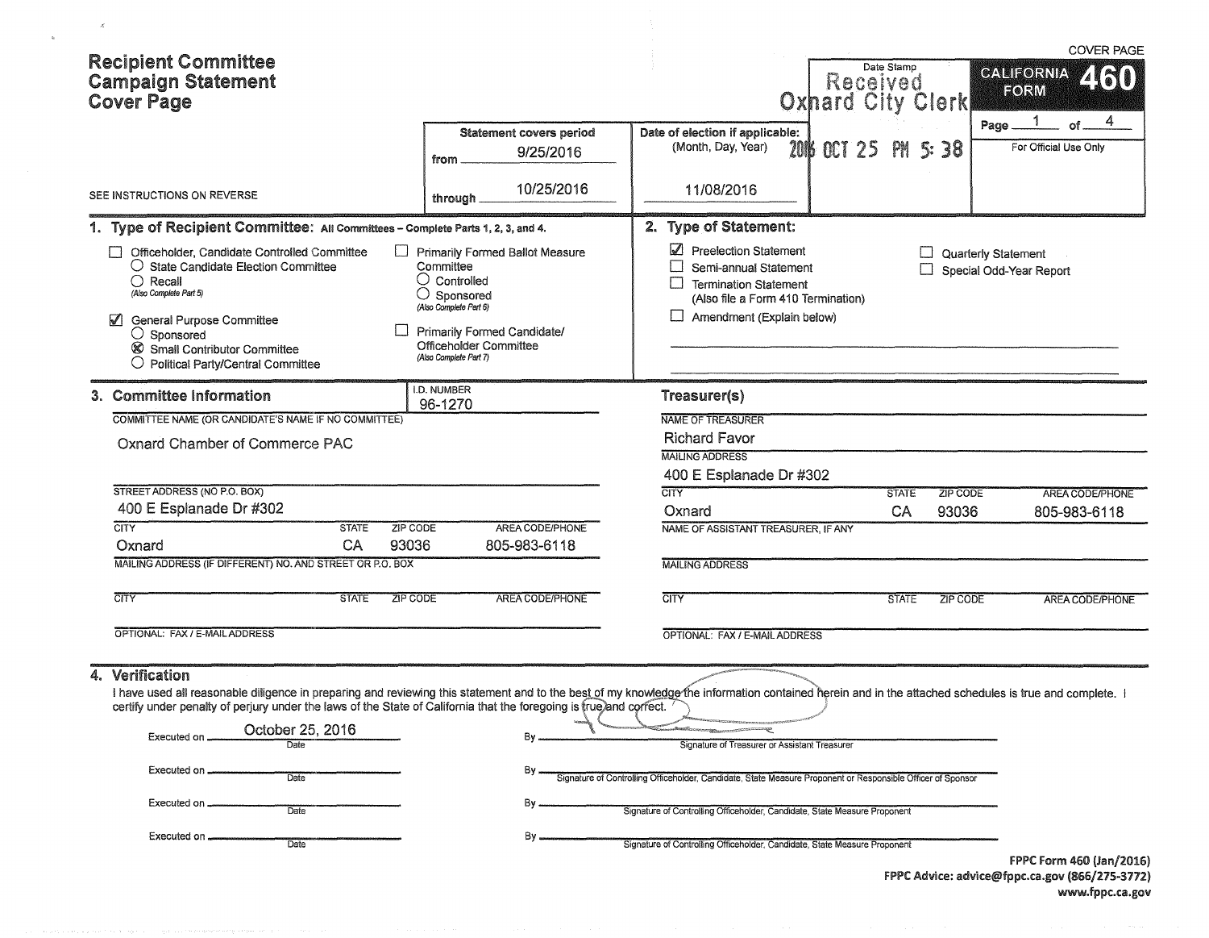COVER PAGE

# Recipient Committee Campaign Statement Cover Page

**CALIFORNIA FORM 460**

Date Stamp
Received
Oxnard City Clerk
2016 OCT 25 PM 5:38

Page 1 of 4

For Official Use Only

SEE INSTRUCTIONS ON REVERSE

**Statement covers period**
from 9/25/2016
through 10/25/2016

**Date of election if applicable:**
(Month, Day, Year)
11/08/2016

## 1. Type of Recipient Committee: All Committees – Complete Parts 1, 2, 3, and 4.

- ☐ Officeholder, Candidate Controlled Committee
  - ○ State Candidate Election Committee
  - ○ Recall
  - (Also Complete Part 5)
- ☑ General Purpose Committee
  - ○ Sponsored
  - ⊗ Small Contributor Committee
  - ○ Political Party/Central Committee
- ☐ Primarily Formed Ballot Measure Committee
  - ○ Controlled
  - ○ Sponsored
  - (Also Complete Part 6)
- ☐ Primarily Formed Candidate/Officeholder Committee
  - (Also Complete Part 7)

## 2. Type of Statement:

- ☑ Preelection Statement
- ☐ Semi-annual Statement
- ☐ Termination Statement (Also file a Form 410 Termination)
- ☐ Amendment (Explain below)
- ☐ Quarterly Statement
- ☐ Special Odd-Year Report

## 3. Committee Information

I.D. NUMBER: 96-1270

COMMITTEE NAME (OR CANDIDATE'S NAME IF NO COMMITTEE): Oxnard Chamber of Commerce PAC

STREET ADDRESS (NO P.O. BOX): 400 E Esplanade Dr #302

| CITY | STATE | ZIP CODE | AREA CODE/PHONE |
|---|---|---|---|
| Oxnard | CA | 93036 | 805-983-6118 |

MAILING ADDRESS (IF DIFFERENT) NO. AND STREET OR P.O. BOX:

| CITY | STATE | ZIP CODE | AREA CODE/PHONE |
|---|---|---|---|
| | | | |

OPTIONAL: FAX / E-MAIL ADDRESS:

### Treasurer(s)

NAME OF TREASURER: Richard Favor

MAILING ADDRESS: 400 E Esplanade Dr #302

| CITY | STATE | ZIP CODE | AREA CODE/PHONE |
|---|---|---|---|
| Oxnard | CA | 93036 | 805-983-6118 |

NAME OF ASSISTANT TREASURER, IF ANY:

MAILING ADDRESS:

| CITY | STATE | ZIP CODE | AREA CODE/PHONE |
|---|---|---|---|
| | | | |

OPTIONAL: FAX / E-MAIL ADDRESS:

## 4. Verification

I have used all reasonable diligence in preparing and reviewing this statement and to the best of my knowledge the information contained herein and in the attached schedules is true and complete. I certify under penalty of perjury under the laws of the State of California that the foregoing is true and correct.

Executed on October 25, 2016 (Date) By [signature] (Signature of Treasurer or Assistant Treasurer)

Executed on ________ (Date) By ________ (Signature of Controlling Officeholder, Candidate, State Measure Proponent or Responsible Officer of Sponsor)

Executed on ________ (Date) By ________ (Signature of Controlling Officeholder, Candidate, State Measure Proponent)

Executed on ________ (Date) By ________ (Signature of Controlling Officeholder, Candidate, State Measure Proponent)

FPPC Form 460 (Jan/2016)
FPPC Advice: advice@fppc.ca.gov (866/275-3772)
www.fppc.ca.gov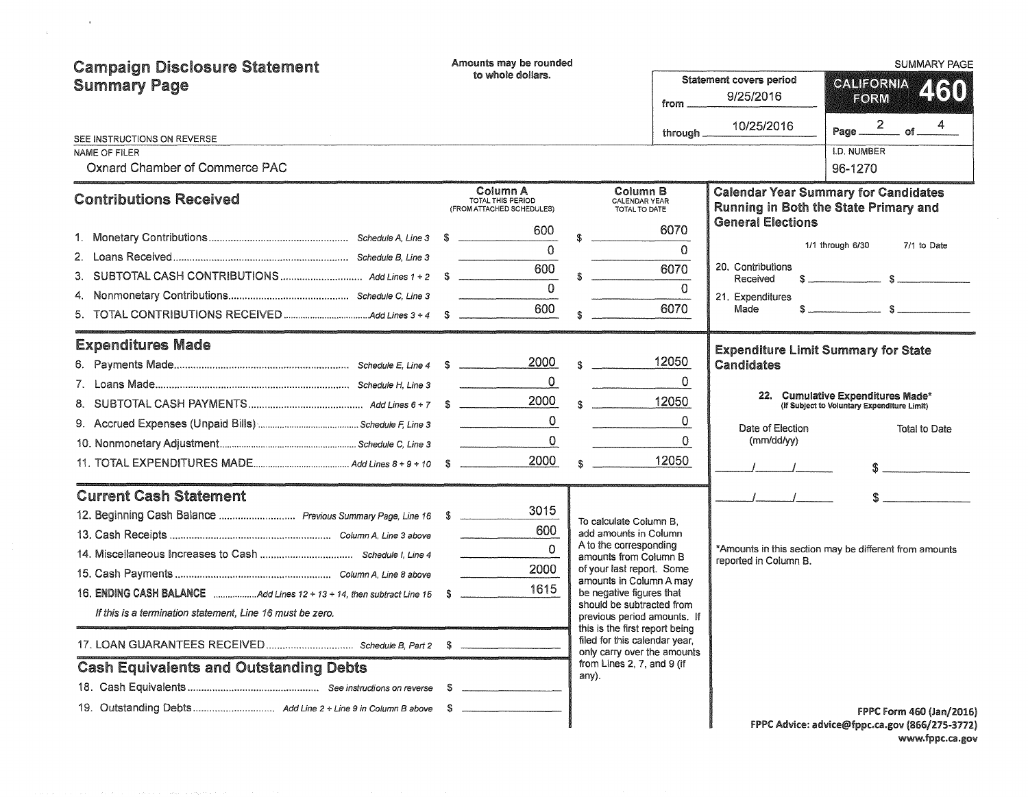# Campaign Disclosure Statement Summary Page

Amounts may be rounded to whole dollars.

SEE INSTRUCTIONS ON REVERSE

SUMMARY PAGE

**CALIFORNIA FORM 460**

Statement covers period
from 9/25/2016
through 10/25/2016

NAME OF FILER
Oxnard Chamber of Commerce PAC

I.D. NUMBER
96-1270

## Contributions Received

| | | Column A TOTAL THIS PERIOD (FROM ATTACHED SCHEDULES) | Column B CALENDAR YEAR TOTAL TO DATE |
|---|---|---|---|
| 1. Monetary Contributions | Schedule A, Line 3 | $ 600 | $ 6070 |
| 2. Loans Received | Schedule B, Line 3 | 0 | 0 |
| 3. SUBTOTAL CASH CONTRIBUTIONS | Add Lines 1 + 2 | $ 600 | $ 6070 |
| 4. Nonmonetary Contributions | Schedule C, Line 3 | 0 | 0 |
| 5. TOTAL CONTRIBUTIONS RECEIVED | Add Lines 3 + 4 | $ 600 | $ 6070 |

## Expenditures Made

| | | Column A | Column B |
|---|---|---|---|
| 6. Payments Made | Schedule E, Line 4 | $ 2000 | $ 12050 |
| 7. Loans Made | Schedule H, Line 3 | 0 | 0 |
| 8. SUBTOTAL CASH PAYMENTS | Add Lines 6 + 7 | $ 2000 | $ 12050 |
| 9. Accrued Expenses (Unpaid Bills) | Schedule F, Line 3 | 0 | 0 |
| 10. Nonmonetary Adjustment | Schedule C, Line 3 | 0 | 0 |
| 11. TOTAL EXPENDITURES MADE | Add Lines 8 + 9 + 10 | $ 2000 | $ 12050 |

## Current Cash Statement

| | | |
|---|---|---|
| 12. Beginning Cash Balance | Previous Summary Page, Line 16 | $ 3015 |
| 13. Cash Receipts | Column A, Line 3 above | 600 |
| 14. Miscellaneous Increases to Cash | Schedule I, Line 4 | 0 |
| 15. Cash Payments | Column A, Line 8 above | 2000 |
| 16. **ENDING CASH BALANCE** | Add Lines 12 + 13 + 14, then subtract Line 15 | $ 1615 |

*If this is a termination statement, Line 16 must be zero.*

| | | |
|---|---|---|
| 17. LOAN GUARANTEES RECEIVED | Schedule B, Part 2 | $ |

## Cash Equivalents and Outstanding Debts

| | | |
|---|---|---|
| 18. Cash Equivalents | See instructions on reverse | $ |
| 19. Outstanding Debts | Add Line 2 + Line 9 in Column B above | $ |

To calculate Column B, add amounts in Column A to the corresponding amounts from Column B of your last report. Some amounts in Column A may be negative figures that should be subtracted from previous period amounts. If this is the first report being filed for this calendar year, only carry over the amounts from Lines 2, 7, and 9 (if any).

## Calendar Year Summary for Candidates Running in Both the State Primary and General Elections

| | 1/1 through 6/30 | 7/1 to Date |
|---|---|---|
| 20. Contributions Received | $ | $ |
| 21. Expenditures Made | $ | $ |

## Expenditure Limit Summary for State Candidates

22. **Cumulative Expenditures Made*** (If Subject to Voluntary Expenditure Limit)

| Date of Election (mm/dd/yy) | Total to Date |
|---|---|
| / / | $ |
| / / | $ |

*Amounts in this section may be different from amounts reported in Column B.

FPPC Form 460 (Jan/2016)
FPPC Advice: advice@fppc.ca.gov (866/275-3772)
www.fppc.ca.gov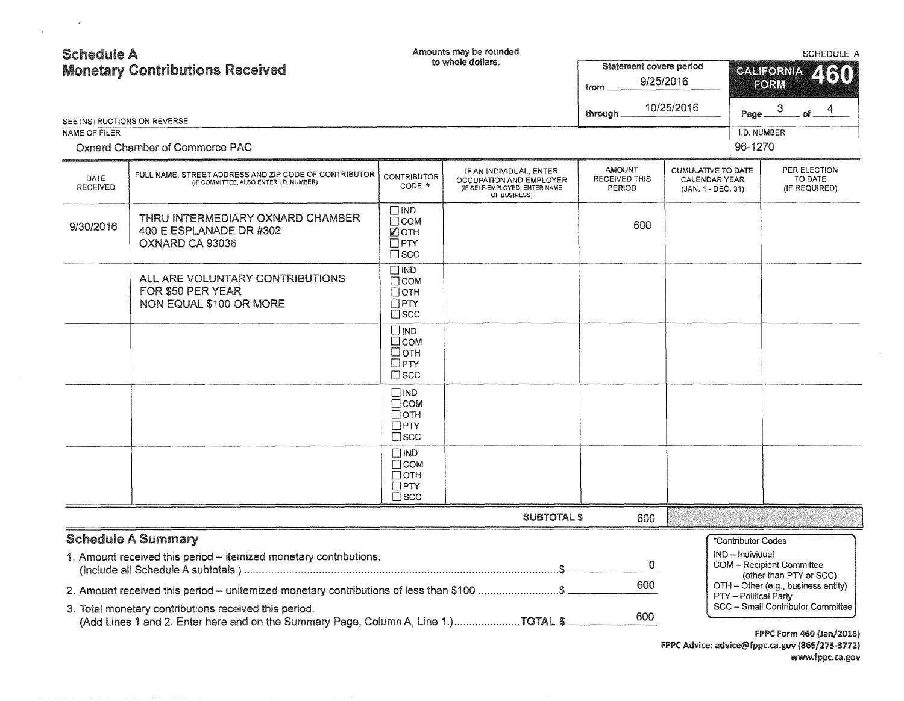# Schedule A
## Monetary Contributions Received

Amounts may be rounded to whole dollars.

SCHEDULE A

**CALIFORNIA FORM 460**

Statement covers period from 9/25/2016 through 10/25/2016

SEE INSTRUCTIONS ON REVERSE

NAME OF FILER: Oxnard Chamber of Commerce PAC

I.D. NUMBER: 96-1270

| DATE RECEIVED | FULL NAME, STREET ADDRESS AND ZIP CODE OF CONTRIBUTOR (IF COMMITTEE, ALSO ENTER I.D. NUMBER) | CONTRIBUTOR CODE * | IF AN INDIVIDUAL, ENTER OCCUPATION AND EMPLOYER (IF SELF-EMPLOYED, ENTER NAME OF BUSINESS) | AMOUNT RECEIVED THIS PERIOD | CUMULATIVE TO DATE CALENDAR YEAR (JAN. 1 - DEC. 31) | PER ELECTION TO DATE (IF REQUIRED) |
|---|---|---|---|---|---|---|
| 9/30/2016 | THRU INTERMEDIARY OXNARD CHAMBER 400 E ESPLANADE DR #302 OXNARD CA 93036 | ☐ IND ☐ COM ☑ OTH ☐ PTY ☐ SCC | | 600 | | |
| | ALL ARE VOLUNTARY CONTRIBUTIONS FOR $50 PER YEAR NON EQUAL $100 OR MORE | ☐ IND ☐ COM ☐ OTH ☐ PTY ☐ SCC | | | | |
| | | ☐ IND ☐ COM ☐ OTH ☐ PTY ☐ SCC | | | | |
| | | ☐ IND ☐ COM ☐ OTH ☐ PTY ☐ SCC | | | | |
| | | ☐ IND ☐ COM ☐ OTH ☐ PTY ☐ SCC | | | | |
| | | | SUBTOTAL $ | 600 | | |

### Schedule A Summary

1. Amount received this period – itemized monetary contributions. (Include all Schedule A subtotals.) $ 0
2. Amount received this period – unitemized monetary contributions of less than $100 $ 600
3. Total monetary contributions received this period. (Add Lines 1 and 2. Enter here and on the Summary Page, Column A, Line 1.) TOTAL $ 600

*Contributor Codes
- IND – Individual
- COM – Recipient Committee (other than PTY or SCC)
- OTH – Other (e.g., business entity)
- PTY – Political Party
- SCC – Small Contributor Committee

FPPC Form 460 (Jan/2016)
FPPC Advice: advice@fppc.ca.gov (866/275-3772)
www.fppc.ca.gov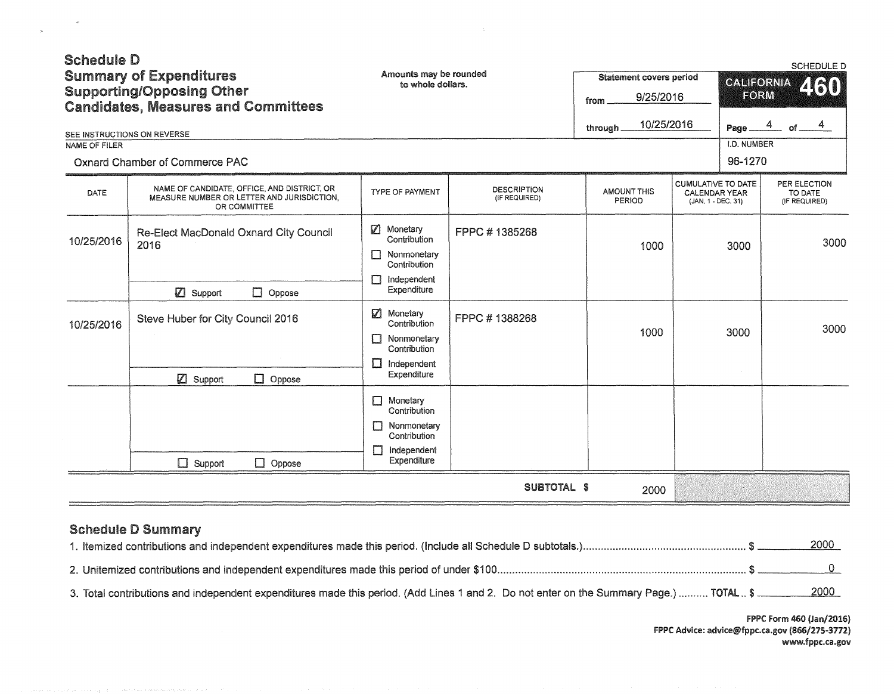# Schedule D
## Summary of Expenditures Supporting/Opposing Other Candidates, Measures and Committees

Amounts may be rounded to whole dollars.

SEE INSTRUCTIONS ON REVERSE

Statement covers period from 9/25/2016 through 10/25/2016

SCHEDULE D
CALIFORNIA FORM 460

Page 4 of 4

NAME OF FILER: Oxnard Chamber of Commerce PAC

I.D. NUMBER: 96-1270

| DATE | NAME OF CANDIDATE, OFFICE, AND DISTRICT, OR MEASURE NUMBER OR LETTER AND JURISDICTION, OR COMMITTEE | TYPE OF PAYMENT | DESCRIPTION (IF REQUIRED) | AMOUNT THIS PERIOD | CUMULATIVE TO DATE CALENDAR YEAR (JAN. 1 - DEC. 31) | PER ELECTION TO DATE (IF REQUIRED) |
|---|---|---|---|---|---|---|
| 10/25/2016 | Re-Elect MacDonald Oxnard City Council 2016<br>☑ Support ☐ Oppose | ☑ Monetary Contribution<br>☐ Nonmonetary Contribution<br>☐ Independent Expenditure | FPPC # 1385268 | 1000 | 3000 | 3000 |
| 10/25/2016 | Steve Huber for City Council 2016<br>☑ Support ☐ Oppose | ☑ Monetary Contribution<br>☐ Nonmonetary Contribution<br>☐ Independent Expenditure | FPPC # 1388268 | 1000 | 3000 | 3000 |
| | ☐ Support ☐ Oppose | ☐ Monetary Contribution<br>☐ Nonmonetary Contribution<br>☐ Independent Expenditure | | | | |
| | | | SUBTOTAL $ | 2000 | | |

### Schedule D Summary

1. Itemized contributions and independent expenditures made this period. (Include all Schedule D subtotals.) $ 2000
2. Unitemized contributions and independent expenditures made this period of under $100 $ 0
3. Total contributions and independent expenditures made this period. (Add Lines 1 and 2. Do not enter on the Summary Page.) TOTAL $ 2000

FPPC Form 460 (Jan/2016)
FPPC Advice: advice@fppc.ca.gov (866/275-3772)
www.fppc.ca.gov